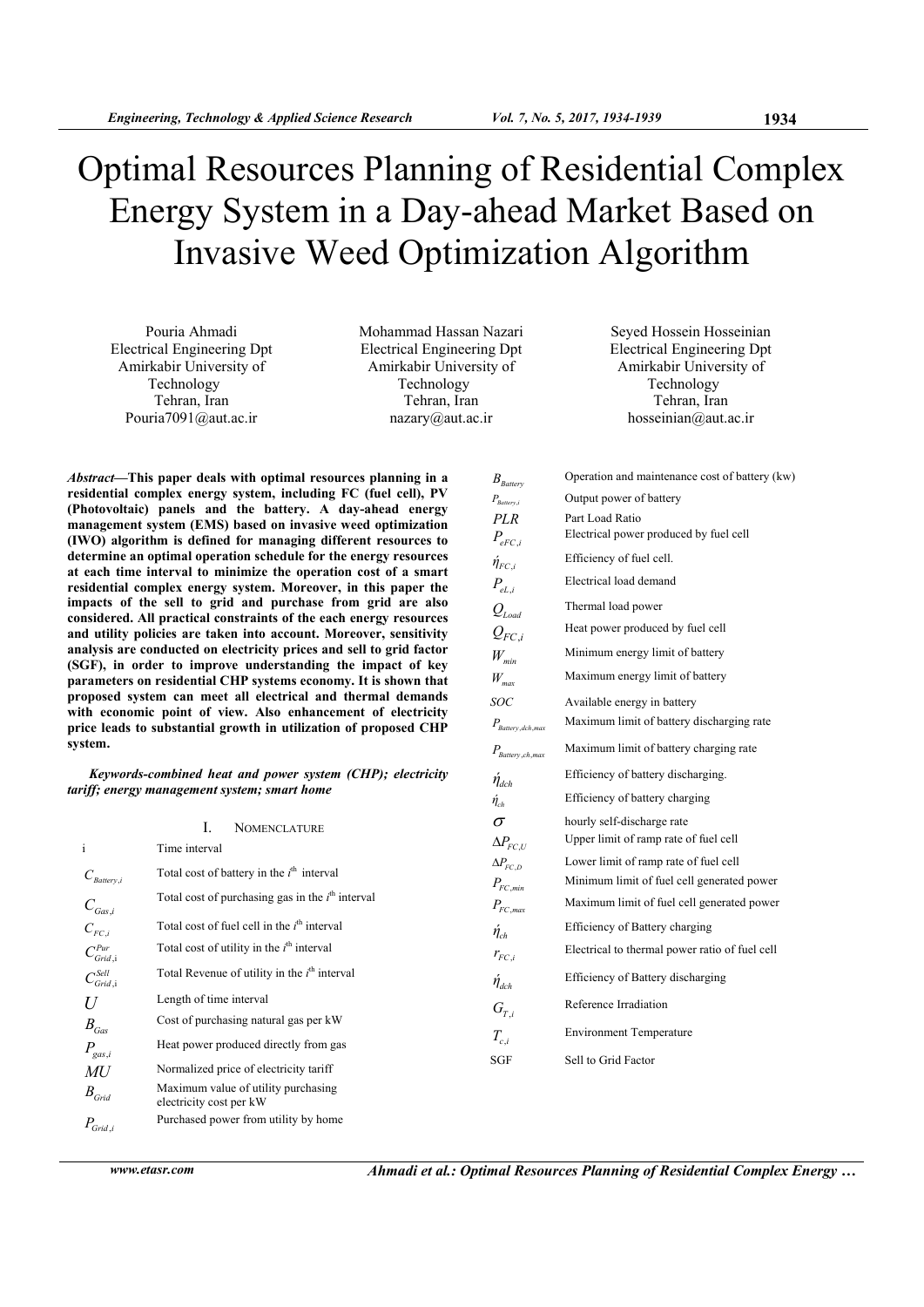# Optimal Resources Planning of Residential Complex Energy System in a Day-ahead Market Based on Invasive Weed Optimization Algorithm

Pouria Ahmadi
Electrical Engineering Dpt
Amirkabir University of Technology
Tehran, Iran
Pouria7091@aut.ac.ir

Mohammad Hassan Nazari
Electrical Engineering Dpt
Amirkabir University of Technology
Tehran, Iran
nazary@aut.ac.ir

Seyed Hossein Hosseinian
Electrical Engineering Dpt
Amirkabir University of Technology
Tehran, Iran
hosseinian@aut.ac.ir

***Abstract*—This paper deals with optimal resources planning in a residential complex energy system, including FC (fuel cell), PV (Photovoltaic) panels and the battery. A day-ahead energy management system (EMS) based on invasive weed optimization (IWO) algorithm is defined for managing different resources to determine an optimal operation schedule for the energy resources at each time interval to minimize the operation cost of a smart residential complex energy system. Moreover, in this paper the impacts of the sell to grid and purchase from grid are also considered. All practical constraints of the each energy resources and utility policies are taken into account. Moreover, sensitivity analysis are conducted on electricity prices and sell to grid factor (SGF), in order to improve understanding the impact of key parameters on residential CHP systems economy. It is shown that proposed system can meet all electrical and thermal demands with economic point of view. Also enhancement of electricity price leads to substantial growth in utilization of proposed CHP system.**

***Keywords-combined heat and power system (CHP); electricity tariff; energy management system; smart home***

## I. Nomenclature

| | |
|---|---|
| i | Time interval |
| $C_{Battery,i}$ | Total cost of battery in the $i^{th}$ interval |
| $C_{Gas,i}$ | Total cost of purchasing gas in the $i^{th}$ interval |
| $C_{FC,i}$ | Total cost of fuel cell in the $i^{th}$ interval |
| $C^{Pur}_{Grid,i}$ | Total cost of utility in the $i^{th}$ interval |
| $C^{Sell}_{Grid,i}$ | Total Revenue of utility in the $i^{th}$ interval |
| $U$ | Length of time interval |
| $B_{Gas}$ | Cost of purchasing natural gas per kW |
| $P_{gas,i}$ | Heat power produced directly from gas |
| $MU$ | Normalized price of electricity tariff |
| $B_{Grid}$ | Maximum value of utility purchasing electricity cost per kW |
| $P_{Grid,i}$ | Purchased power from utility by home |
| $B_{Battery}$ | Operation and maintenance cost of battery (kw) |
| $P_{Battery,i}$ | Output power of battery |
| $PLR$ | Part Load Ratio |
| $P_{eFC,i}$ | Electrical power produced by fuel cell |
| $\eta_{FC,i}$ | Efficiency of fuel cell. |
| $P_{eL,i}$ | Electrical load demand |
| $Q_{Load}$ | Thermal load power |
| $Q_{FC,i}$ | Heat power produced by fuel cell |
| $W_{min}$ | Minimum energy limit of battery |
| $W_{max}$ | Maximum energy limit of battery |
| $SOC$ | Available energy in battery |
| $P_{Battery,dch,max}$ | Maximum limit of battery discharging rate |
| $P_{Battery,ch,max}$ | Maximum limit of battery charging rate |
| $\eta_{dch}$ | Efficiency of battery discharging. |
| $\eta_{ch}$ | Efficiency of battery charging |
| $\sigma$ | hourly self-discharge rate |
| $\Delta P_{FC,U}$ | Upper limit of ramp rate of fuel cell |
| $\Delta P_{FC,D}$ | Lower limit of ramp rate of fuel cell |
| $P_{FC,min}$ | Minimum limit of fuel cell generated power |
| $P_{FC,max}$ | Maximum limit of fuel cell generated power |
| $\eta_{ch}$ | Efficiency of Battery charging |
| $r_{FC,i}$ | Electrical to thermal power ratio of fuel cell |
| $\eta_{dch}$ | Efficiency of Battery discharging |
| $G_{T,i}$ | Reference Irradiation |
| $T_{c,i}$ | Environment Temperature |
| SGF | Sell to Grid Factor |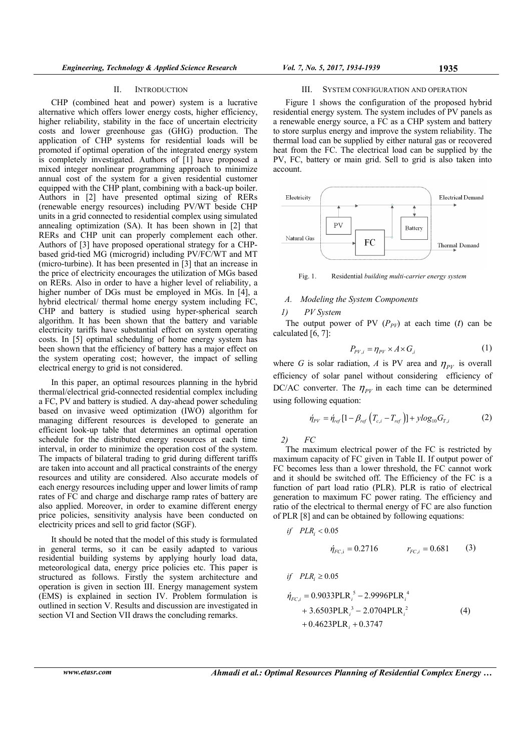## II. INTRODUCTION

CHP (combined heat and power) system is a lucrative alternative which offers lower energy costs, higher efficiency, higher reliability, stability in the face of uncertain electricity costs and lower greenhouse gas (GHG) production. The application of CHP systems for residential loads will be promoted if optimal operation of the integrated energy system is completely investigated. Authors of [1] have proposed a mixed integer nonlinear programming approach to minimize annual cost of the system for a given residential customer equipped with the CHP plant, combining with a back-up boiler. Authors in [2] have presented optimal sizing of RERs (renewable energy resources) including PV/WT beside CHP units in a grid connected to residential complex using simulated annealing optimization (SA). It has been shown in [2] that RERs and CHP unit can properly complement each other. Authors of [3] have proposed operational strategy for a CHP-based grid-tied MG (microgrid) including PV/FC/WT and MT (micro-turbine). It has been presented in [3] that an increase in the price of electricity encourages the utilization of MGs based on RERs. Also in order to have a higher level of reliability, a higher number of DGs must be employed in MGs. In [4], a hybrid electrical/ thermal home energy system including FC, CHP and battery is studied using hyper-spherical search algorithm. It has been shown that the battery and variable electricity tariffs have substantial effect on system operating costs. In [5] optimal scheduling of home energy system has been shown that the efficiency of battery has a major effect on the system operating cost; however, the impact of selling electrical energy to grid is not considered.

In this paper, an optimal resources planning in the hybrid thermal/electrical grid-connected residential complex including a FC, PV and battery is studied. A day-ahead power scheduling based on invasive weed optimization (IWO) algorithm for managing different resources is developed to generate an efficient look-up table that determines an optimal operation schedule for the distributed energy resources at each time interval, in order to minimize the operation cost of the system. The impacts of bilateral trading to grid during different tariffs are taken into account and all practical constraints of the energy resources and utility are considered. Also accurate models of each energy resources including upper and lower limits of ramp rates of FC and charge and discharge ramp rates of battery are also applied. Moreover, in order to examine different energy price policies, sensitivity analysis have been conducted on electricity prices and sell to grid factor (SGF).

It should be noted that the model of this study is formulated in general terms, so it can be easily adapted to various residential building systems by applying hourly load data, meteorological data, energy price policies etc. This paper is structured as follows. Firstly the system architecture and operation is given in section III. Energy management system (EMS) is explained in section IV. Problem formulation is outlined in section V. Results and discussion are investigated in section VI and Section VII draws the concluding remarks.

## III. SYSTEM CONFIGURATION AND OPERATION

Figure 1 shows the configuration of the proposed hybrid residential energy system. The system includes of PV panels as a renewable energy source, a FC as a CHP system and battery to store surplus energy and improve the system reliability. The thermal load can be supplied by either natural gas or recovered heat from the FC. The electrical load can be supplied by the PV, FC, battery or main grid. Sell to grid is also taken into account.

Fig. 1. Residential *building multi-carrier energy system*

### *A. Modeling the System Components*

#### *1) PV System*

The output power of PV ($P_{PV}$) at each time ($t$) can be calculated [6, 7]:

$$P_{PV,i} = \eta_{PV} \times A \times G_{,i} \tag{1}$$

where $G$ is solar radiation, $A$ is PV area and $\eta_{PV}$ is overall efficiency of solar panel without considering efficiency of DC/AC converter. The $\eta_{PV}$ in each time can be determined using following equation:

$$\acute{\eta}_{PV} = \acute{\eta}_{ref}[1 - \beta_{ref}\left(T_{c,i} - T_{ref}\right)] + ylog_{10}G_{T,i} \tag{2}$$

#### *2) FC*

The maximum electrical power of the FC is restricted by maximum capacity of FC given in Table II. If output power of FC becomes less than a lower threshold, the FC cannot work and it should be switched off. The Efficiency of the FC is a function of part load ratio (PLR). PLR is ratio of electrical generation to maximum FC power rating. The efficiency and ratio of the electrical to thermal energy of FC are also function of PLR [8] and can be obtained by following equations:

*if* $PLR_i < 0.05$

$$\acute{\eta}_{FC,i} = 0.2716 \qquad r_{FC,i} = 0.681 \tag{3}$$

*if* $PLR_i \geq 0.05$

$$\begin{aligned}\acute{\eta}_{FC,i} &= 0.9033\text{PLR}_i^{\,5} - 2.9996\text{PLR}_i^{\,4} \\ &+ 3.6503\text{PLR}_i^{\,3} - 2.0704\text{PLR}_i^{\,2} \\ &+ 0.4623\text{PLR}_i + 0.3747\end{aligned} \tag{4}$$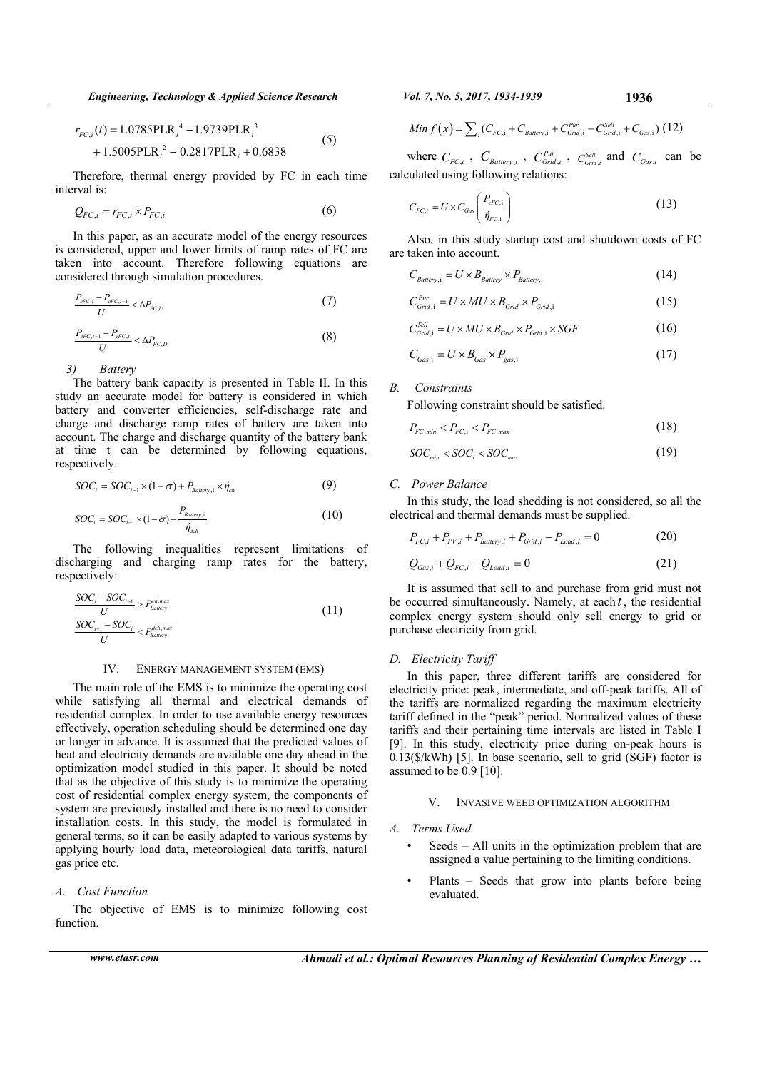$$r_{FC,i}(t) = 1.0785\text{PLR}_i^{\,4} - 1.9739\text{PLR}_i^{\,3} + 1.5005\text{PLR}_i^{\,2} - 0.2817\text{PLR}_i + 0.6838 \quad (5)$$

Therefore, thermal energy provided by FC in each time interval is:

$$Q_{FC,i} = r_{FC,i} \times P_{FC,i} \quad (6)$$

In this paper, as an accurate model of the energy resources is considered, upper and lower limits of ramp rates of FC are taken into account. Therefore following equations are considered through simulation procedures.

$$\frac{P_{eFC,t} - P_{eFC,t-1}}{U} < \Delta P_{FC,U} \quad (7)$$

$$\frac{P_{eFC,t-1} - P_{eFC,t}}{U} < \Delta P_{FC,D} \quad (8)$$

*3) Battery*

The battery bank capacity is presented in Table II. In this study an accurate model for battery is considered in which battery and converter efficiencies, self-discharge rate and charge and discharge ramp rates of battery are taken into account. The charge and discharge quantity of the battery bank at time t can be determined by following equations, respectively.

$$SOC_i = SOC_{i-1} \times (1-\sigma) + P_{Battery,i} \times \acute{\eta}_{ch} \quad (9)$$

$$SOC_i = SOC_{i-1} \times (1-\sigma) - \frac{P_{Battery,i}}{\acute{\eta}_{dch}} \quad (10)$$

The following inequalities represent limitations of discharging and charging ramp rates for the battery, respectively:

$$\frac{SOC_i - SOC_{i-1}}{U} > P_{Battery}^{ch,max}$$
$$\frac{SOC_{i-1} - SOC_i}{U} < P_{Battery}^{dch,max} \quad (11)$$

## IV. ENERGY MANAGEMENT SYSTEM (EMS)

The main role of the EMS is to minimize the operating cost while satisfying all thermal and electrical demands of residential complex. In order to use available energy resources effectively, operation scheduling should be determined one day or longer in advance. It is assumed that the predicted values of heat and electricity demands are available one day ahead in the optimization model studied in this paper. It should be noted that as the objective of this study is to minimize the operating cost of residential complex energy system, the components of system are previously installed and there is no need to consider installation costs. In this study, the model is formulated in general terms, so it can be easily adapted to various systems by applying hourly load data, meteorological data tariffs, natural gas price etc.

### *A. Cost Function*

The objective of EMS is to minimize following cost function.

$$Min\ f(x) = \sum_i (C_{FC,i} + C_{Battery,i} + C_{Grid,i}^{Pur} - C_{Grid,i}^{Sell} + C_{Gas,i}) \quad (12)$$

where $C_{FC,t}$, $C_{Battery,t}$, $C_{Grid,t}^{Pur}$, $C_{Grid,t}^{Sell}$ and $C_{Gas,t}$ can be calculated using following relations:

$$C_{FC,t} = U \times C_{Gas}\left(\frac{P_{eFC,i}}{\acute{\eta}_{FC,i}}\right) \quad (13)$$

Also, in this study startup cost and shutdown costs of FC are taken into account.

$$C_{Battery,i} = U \times B_{Battery} \times P_{Battery,i} \quad (14)$$

$$C_{Grid,i}^{Pur} = U \times MU \times B_{Grid} \times P_{Grid,i} \quad (15)$$

$$C_{Grid,i}^{Sell} = U \times MU \times B_{Grid} \times P_{Grid,i} \times SGF \quad (16)$$

$$C_{Gas,i} = U \times B_{Gas} \times P_{gas,i} \quad (17)$$

### *B. Constraints*

Following constraint should be satisfied.

$$P_{FC,min} < P_{FC,i} < P_{FC,max} \quad (18)$$

$$SOC_{min} < SOC_i < SOC_{max} \quad (19)$$

### *C. Power Balance*

In this study, the load shedding is not considered, so all the electrical and thermal demands must be supplied.

$$P_{FC,i} + P_{PV,i} + P_{Battery,i} + P_{Grid,i} - P_{Load,i} = 0 \quad (20)$$

$$Q_{Gas,i} + Q_{FC,i} - Q_{Load,i} = 0 \quad (21)$$

It is assumed that sell to and purchase from grid must not be occurred simultaneously. Namely, at each $t$, the residential complex energy system should only sell energy to grid or purchase electricity from grid.

### *D. Electricity Tariff*

In this paper, three different tariffs are considered for electricity price: peak, intermediate, and off-peak tariffs. All of the tariffs are normalized regarding the maximum electricity tariff defined in the "peak" period. Normalized values of these tariffs and their pertaining time intervals are listed in Table I [9]. In this study, electricity price during on-peak hours is 0.13($/kWh) [5]. In base scenario, sell to grid (SGF) factor is assumed to be 0.9 [10].

## V. INVASIVE WEED OPTIMIZATION ALGORITHM

### *A. Terms Used*

- Seeds – All units in the optimization problem that are assigned a value pertaining to the limiting conditions.
- Plants – Seeds that grow into plants before being evaluated.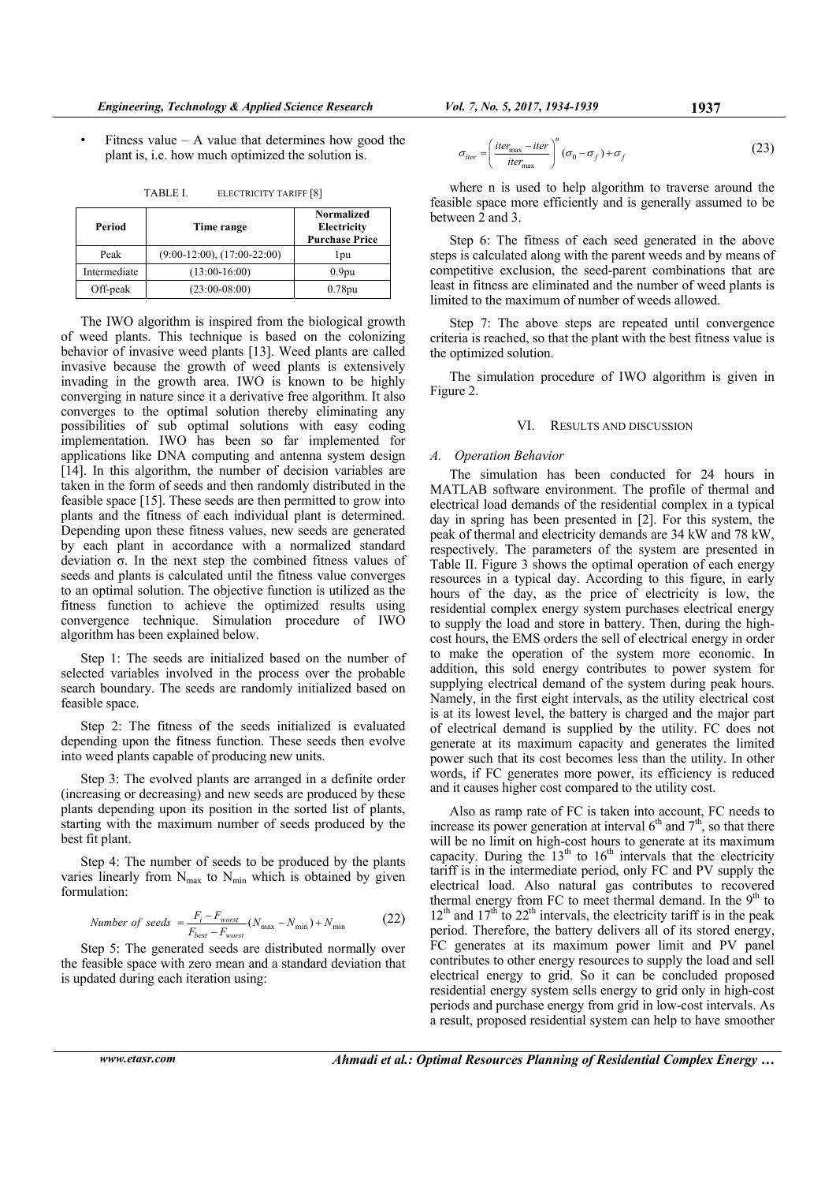- Fitness value – A value that determines how good the plant is, i.e. how much optimized the solution is.

TABLE I. ELECTRICITY TARIFF [8]

| Period | Time range | Normalized Electricity Purchase Price |
|---|---|---|
| Peak | (9:00-12:00), (17:00-22:00) | 1pu |
| Intermediate | (13:00-16:00) | 0.9pu |
| Off-peak | (23:00-08:00) | 0.78pu |

The IWO algorithm is inspired from the biological growth of weed plants. This technique is based on the colonizing behavior of invasive weed plants [13]. Weed plants are called invasive because the growth of weed plants is extensively invading in the growth area. IWO is known to be highly converging in nature since it a derivative free algorithm. It also converges to the optimal solution thereby eliminating any possibilities of sub optimal solutions with easy coding implementation. IWO has been so far implemented for applications like DNA computing and antenna system design [14]. In this algorithm, the number of decision variables are taken in the form of seeds and then randomly distributed in the feasible space [15]. These seeds are then permitted to grow into plants and the fitness of each individual plant is determined. Depending upon these fitness values, new seeds are generated by each plant in accordance with a normalized standard deviation σ. In the next step the combined fitness values of seeds and plants is calculated until the fitness value converges to an optimal solution. The objective function is utilized as the fitness function to achieve the optimized results using convergence technique. Simulation procedure of IWO algorithm has been explained below.

Step 1: The seeds are initialized based on the number of selected variables involved in the process over the probable search boundary. The seeds are randomly initialized based on feasible space.

Step 2: The fitness of the seeds initialized is evaluated depending upon the fitness function. These seeds then evolve into weed plants capable of producing new units.

Step 3: The evolved plants are arranged in a definite order (increasing or decreasing) and new seeds are produced by these plants depending upon its position in the sorted list of plants, starting with the maximum number of seeds produced by the best fit plant.

Step 4: The number of seeds to be produced by the plants varies linearly from $N_{max}$ to $N_{min}$ which is obtained by given formulation:

$$Number\ of\ seeds\ = \frac{F_i - F_{worst}}{F_{best} - F_{worst}}(N_{\max} - N_{\min}) + N_{\min} \tag{22}$$

Step 5: The generated seeds are distributed normally over the feasible space with zero mean and a standard deviation that is updated during each iteration using:

$$\sigma_{iter} = \left(\frac{iter_{\max} - iter}{iter_{\max}}\right)^n (\sigma_0 - \sigma_f) + \sigma_f \tag{23}$$

where n is used to help algorithm to traverse around the feasible space more efficiently and is generally assumed to be between 2 and 3.

Step 6: The fitness of each seed generated in the above steps is calculated along with the parent weeds and by means of competitive exclusion, the seed-parent combinations that are least in fitness are eliminated and the number of weed plants is limited to the maximum of number of weeds allowed.

Step 7: The above steps are repeated until convergence criteria is reached, so that the plant with the best fitness value is the optimized solution.

The simulation procedure of IWO algorithm is given in Figure 2.

## VI. RESULTS AND DISCUSSION

### A. Operation Behavior

The simulation has been conducted for 24 hours in MATLAB software environment. The profile of thermal and electrical load demands of the residential complex in a typical day in spring has been presented in [2]. For this system, the peak of thermal and electricity demands are 34 kW and 78 kW, respectively. The parameters of the system are presented in Table II. Figure 3 shows the optimal operation of each energy resources in a typical day. According to this figure, in early hours of the day, as the price of electricity is low, the residential complex energy system purchases electrical energy to supply the load and store in battery. Then, during the high-cost hours, the EMS orders the sell of electrical energy in order to make the operation of the system more economic. In addition, this sold energy contributes to power system for supplying electrical demand of the system during peak hours. Namely, in the first eight intervals, as the utility electrical cost is at its lowest level, the battery is charged and the major part of electrical demand is supplied by the utility. FC does not generate at its maximum capacity and generates the limited power such that its cost becomes less than the utility. In other words, if FC generates more power, its efficiency is reduced and it causes higher cost compared to the utility cost.

Also as ramp rate of FC is taken into account, FC needs to increase its power generation at interval 6th and 7th, so that there will be no limit on high-cost hours to generate at its maximum capacity. During the 13th to 16th intervals that the electricity tariff is in the intermediate period, only FC and PV supply the electrical load. Also natural gas contributes to recovered thermal energy from FC to meet thermal demand. In the 9th to 12th and 17th to 22th intervals, the electricity tariff is in the peak period. Therefore, the battery delivers all of its stored energy, FC generates at its maximum power limit and PV panel contributes to other energy resources to supply the load and sell electrical energy to grid. So it can be concluded proposed residential energy system sells energy to grid only in high-cost periods and purchase energy from grid in low-cost intervals. As a result, proposed residential system can help to have smoother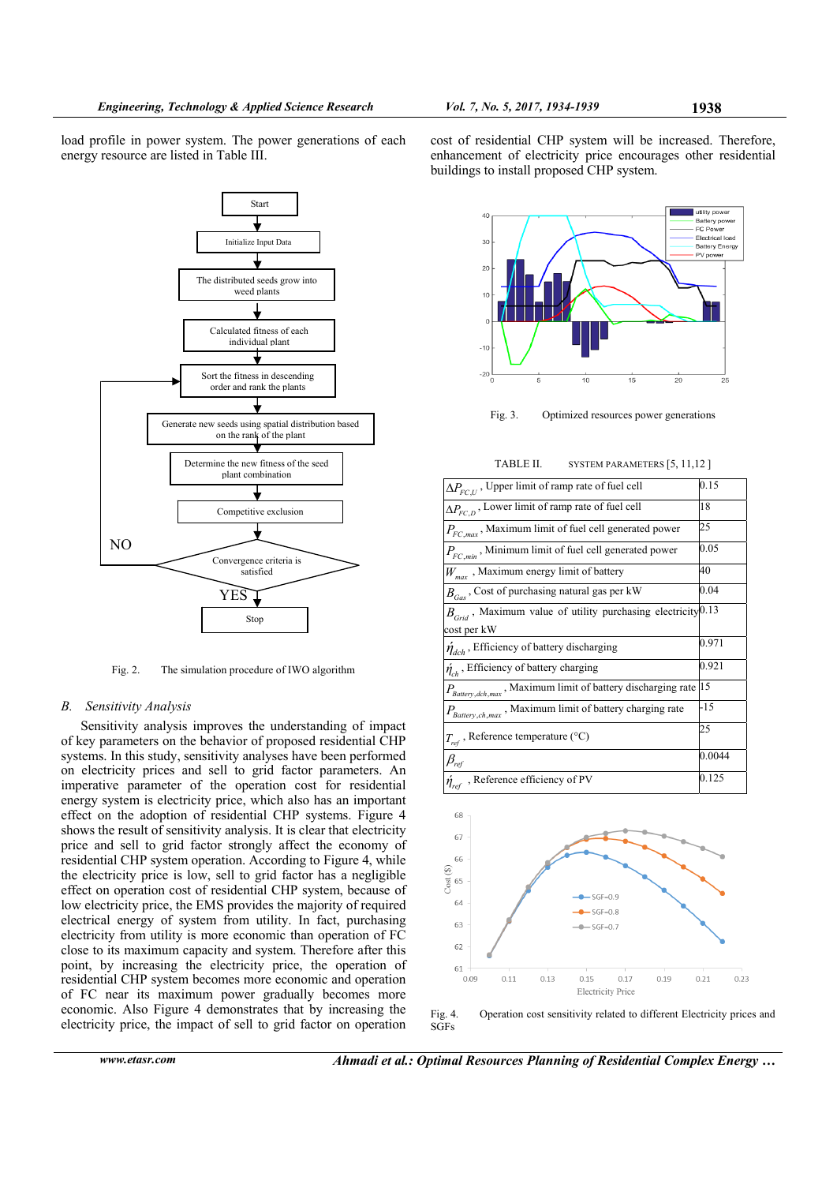load profile in power system. The power generations of each energy resource are listed in Table III.

Fig. 2. The simulation procedure of IWO algorithm

## B. *Sensitivity Analysis*

Sensitivity analysis improves the understanding of impact of key parameters on the behavior of proposed residential CHP systems. In this study, sensitivity analyses have been performed on electricity prices and sell to grid factor parameters. An imperative parameter of the operation cost for residential energy system is electricity price, which also has an important effect on the adoption of residential CHP systems. Figure 4 shows the result of sensitivity analysis. It is clear that electricity price and sell to grid factor strongly affect the economy of residential CHP system operation. According to Figure 4, while the electricity price is low, sell to grid factor has a negligible effect on operation cost of residential CHP system, because of low electricity price, the EMS provides the majority of required electrical energy of system from utility. In fact, purchasing electricity from utility is more economic than operation of FC close to its maximum capacity and system. Therefore after this point, by increasing the electricity price, the operation of residential CHP system becomes more economic and operation of FC near its maximum power gradually becomes more economic. Also Figure 4 demonstrates that by increasing the electricity price, the impact of sell to grid factor on operation cost of residential CHP system will be increased. Therefore, enhancement of electricity price encourages other residential buildings to install proposed CHP system.

Fig. 3. Optimized resources power generations

TABLE II. SYSTEM PARAMETERS [5, 11,12 ]

| | |
|---|---|
| $\Delta P_{FC,U}$ , Upper limit of ramp rate of fuel cell | 0.15 |
| $\Delta P_{FC,D}$ , Lower limit of ramp rate of fuel cell | 18 |
| $P_{FC,max}$ , Maximum limit of fuel cell generated power | 25 |
| $P_{FC,min}$ , Minimum limit of fuel cell generated power | 0.05 |
| $W_{max}$ , Maximum energy limit of battery | 40 |
| $B_{Gas}$ , Cost of purchasing natural gas per kW | 0.04 |
| $B_{Grid}$ , Maximum value of utility purchasing electricity cost per kW | 0.13 |
| $\eta_{dch}$ , Efficiency of battery discharging | 0.971 |
| $\eta_{ch}$ , Efficiency of battery charging | 0.921 |
| $P_{Battery,dch,max}$ , Maximum limit of battery discharging rate | 15 |
| $P_{Battery,ch,max}$ , Maximum limit of battery charging rate | -15 |
| $T_{ref}$ , Reference temperature (°C) | 25 |
| $\beta_{ref}$ | 0.0044 |
| $\eta_{ref}$ , Reference efficiency of PV | 0.125 |

Fig. 4. Operation cost sensitivity related to different Electricity prices and SGFs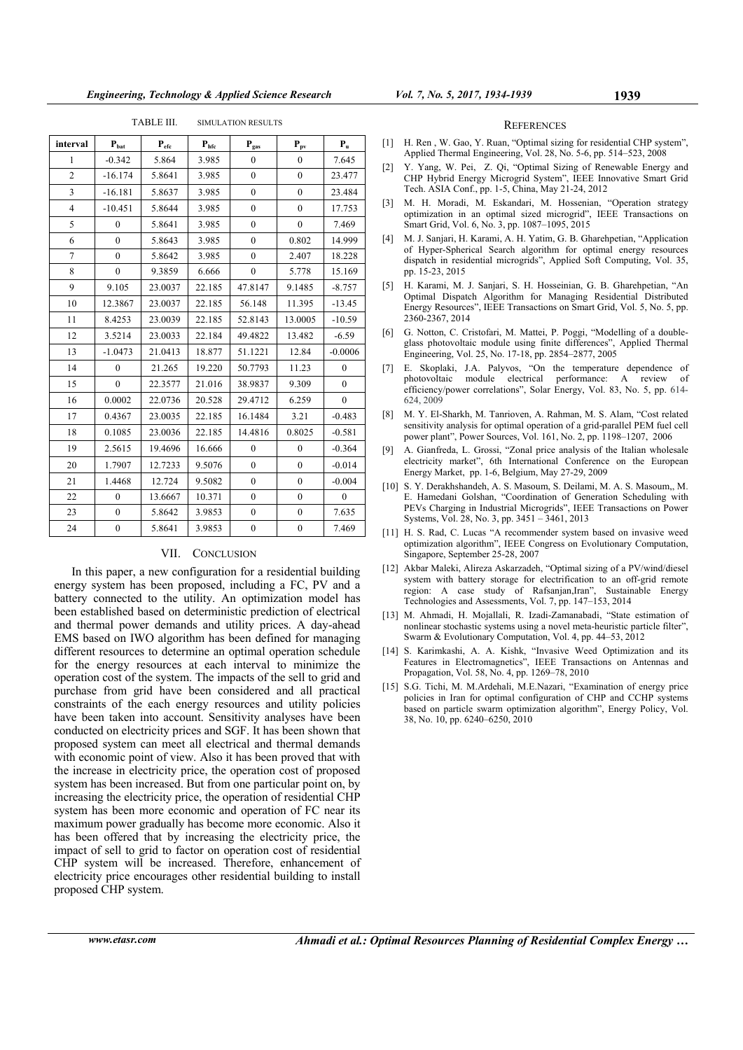TABLE III. SIMULATION RESULTS

| interval | $P_{bat}$ | $P_{efc}$ | $P_{hfc}$ | $P_{gas}$ | $P_{pv}$ | $P_u$ |
|---|---|---|---|---|---|---|
| 1 | -0.342 | 5.864 | 3.985 | 0 | 0 | 7.645 |
| 2 | -16.174 | 5.8641 | 3.985 | 0 | 0 | 23.477 |
| 3 | -16.181 | 5.8637 | 3.985 | 0 | 0 | 23.484 |
| 4 | -10.451 | 5.8644 | 3.985 | 0 | 0 | 17.753 |
| 5 | 0 | 5.8641 | 3.985 | 0 | 0 | 7.469 |
| 6 | 0 | 5.8643 | 3.985 | 0 | 0.802 | 14.999 |
| 7 | 0 | 5.8642 | 3.985 | 0 | 2.407 | 18.228 |
| 8 | 0 | 9.3859 | 6.666 | 0 | 5.778 | 15.169 |
| 9 | 9.105 | 23.0037 | 22.185 | 47.8147 | 9.1485 | -8.757 |
| 10 | 12.3867 | 23.0037 | 22.185 | 56.148 | 11.395 | -13.45 |
| 11 | 8.4253 | 23.0039 | 22.185 | 52.8143 | 13.0005 | -10.59 |
| 12 | 3.5214 | 23.0033 | 22.184 | 49.4822 | 13.482 | -6.59 |
| 13 | -1.0473 | 21.0413 | 18.877 | 51.1221 | 12.84 | -0.0006 |
| 14 | 0 | 21.265 | 19.220 | 50.7793 | 11.23 | 0 |
| 15 | 0 | 22.3577 | 21.016 | 38.9837 | 9.309 | 0 |
| 16 | 0.0002 | 22.0736 | 20.528 | 29.4712 | 6.259 | 0 |
| 17 | 0.4367 | 23.0035 | 22.185 | 16.1484 | 3.21 | -0.483 |
| 18 | 0.1085 | 23.0036 | 22.185 | 14.4816 | 0.8025 | -0.581 |
| 19 | 2.5615 | 19.4696 | 16.666 | 0 | 0 | -0.364 |
| 20 | 1.7907 | 12.7233 | 9.5076 | 0 | 0 | -0.014 |
| 21 | 1.4468 | 12.724 | 9.5082 | 0 | 0 | -0.004 |
| 22 | 0 | 13.6667 | 10.371 | 0 | 0 | 0 |
| 23 | 0 | 5.8642 | 3.9853 | 0 | 0 | 7.635 |
| 24 | 0 | 5.8641 | 3.9853 | 0 | 0 | 7.469 |

## VII. CONCLUSION

In this paper, a new configuration for a residential building energy system has been proposed, including a FC, PV and a battery connected to the utility. An optimization model has been established based on deterministic prediction of electrical and thermal power demands and utility prices. A day-ahead EMS based on IWO algorithm has been defined for managing different resources to determine an optimal operation schedule for the energy resources at each interval to minimize the operation cost of the system. The impacts of the sell to grid and purchase from grid have been considered and all practical constraints of the each energy resources and utility policies have been taken into account. Sensitivity analyses have been conducted on electricity prices and SGF. It has been shown that proposed system can meet all electrical and thermal demands with economic point of view. Also it has been proved that with the increase in electricity price, the operation cost of proposed system has been increased. But from one particular point on, by increasing the electricity price, the operation of residential CHP system has been more economic and operation of FC near its maximum power gradually has become more economic. Also it has been offered that by increasing the electricity price, the impact of sell to grid to factor on operation cost of residential CHP system will be increased. Therefore, enhancement of electricity price encourages other residential building to install proposed CHP system.

## REFERENCES

[1] H. Ren , W. Gao, Y. Ruan, "Optimal sizing for residential CHP system", Applied Thermal Engineering, Vol. 28, No. 5-6, pp. 514–523, 2008

[2] Y. Yang, W. Pei, Z. Qi, "Optimal Sizing of Renewable Energy and CHP Hybrid Energy Microgrid System", IEEE Innovative Smart Grid Tech. ASIA Conf., pp. 1-5, China, May 21-24, 2012

[3] M. H. Moradi, M. Eskandari, M. Hossenian, "Operation strategy optimization in an optimal sized microgrid", IEEE Transactions on Smart Grid, Vol. 6, No. 3, pp. 1087–1095, 2015

[4] M. J. Sanjari, H. Karami, A. H. Yatim, G. B. Gharehpetian, "Application of Hyper-Spherical Search algorithm for optimal energy resources dispatch in residential microgrids", Applied Soft Computing, Vol. 35, pp. 15-23, 2015

[5] H. Karami, M. J. Sanjari, S. H. Hosseinian, G. B. Gharehpetian, "An Optimal Dispatch Algorithm for Managing Residential Distributed Energy Resources", IEEE Transactions on Smart Grid, Vol. 5, No. 5, pp. 2360-2367, 2014

[6] G. Notton, C. Cristofari, M. Mattei, P. Poggi, "Modelling of a double-glass photovoltaic module using finite differences", Applied Thermal Engineering, Vol. 25, No. 17-18, pp. 2854–2877, 2005

[7] E. Skoplaki, J.A. Palyvos, "On the temperature dependence of photovoltaic module electrical performance: A review of efficiency/power correlations", Solar Energy, Vol. 83, No. 5, pp. 614-624, 2009

[8] M. Y. El-Sharkh, M. Tanrioven, A. Rahman, M. S. Alam, "Cost related sensitivity analysis for optimal operation of a grid-parallel PEM fuel cell power plant", Power Sources, Vol. 161, No. 2, pp. 1198–1207, 2006

[9] A. Gianfreda, L. Grossi, "Zonal price analysis of the Italian wholesale electricity market", 6th International Conference on the European Energy Market, pp. 1-6, Belgium, May 27-29, 2009

[10] S. Y. Derakhshandeh, A. S. Masoum, S. Deilami, M. A. S. Masoum,, M. E. Hamedani Golshan, "Coordination of Generation Scheduling with PEVs Charging in Industrial Microgrids", IEEE Transactions on Power Systems, Vol. 28, No. 3, pp. 3451 – 3461, 2013

[11] H. S. Rad, C. Lucas "A recommender system based on invasive weed optimization algorithm", IEEE Congress on Evolutionary Computation, Singapore, September 25-28, 2007

[12] Akbar Maleki, Alireza Askarzadeh, "Optimal sizing of a PV/wind/diesel system with battery storage for electrification to an off-grid remote region: A case study of Rafsanjan,Iran", Sustainable Energy Technologies and Assessments, Vol. 7, pp. 147–153, 2014

[13] M. Ahmadi, H. Mojallali, R. Izadi-Zamanabadi, "State estimation of nonlinear stochastic systems using a novel meta-heuristic particle filter", Swarm & Evolutionary Computation, Vol. 4, pp. 44–53, 2012

[14] S. Karimkashi, A. A. Kishk, "Invasive Weed Optimization and its Features in Electromagnetics", IEEE Transactions on Antennas and Propagation, Vol. 58, No. 4, pp. 1269–78, 2010

[15] S.G. Tichi, M. M.Ardehali, M.E.Nazari, "Examination of energy price policies in Iran for optimal configuration of CHP and CCHP systems based on particle swarm optimization algorithm", Energy Policy, Vol. 38, No. 10, pp. 6240–6250, 2010